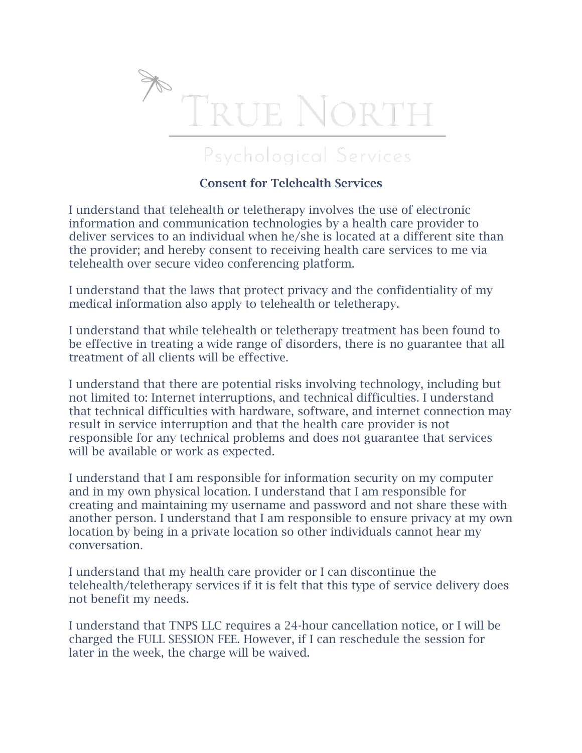# TRUE NORTH

Psychological Services

## Consent for Telehealth Services

I understand that telehealth or teletherapy involves the use of electronic information and communication technologies by a health care provider to deliver services to an individual when he/she is located at a different site than the provider; and hereby consent to receiving health care services to me via telehealth over secure video conferencing platform.

I understand that the laws that protect privacy and the confidentiality of my medical information also apply to telehealth or teletherapy.

I understand that while telehealth or teletherapy treatment has been found to be effective in treating a wide range of disorders, there is no guarantee that all treatment of all clients will be effective.

I understand that there are potential risks involving technology, including but not limited to: Internet interruptions, and technical difficulties. I understand that technical difficulties with hardware, software, and internet connection may result in service interruption and that the health care provider is not responsible for any technical problems and does not guarantee that services will be available or work as expected.

I understand that I am responsible for information security on my computer and in my own physical location. I understand that I am responsible for creating and maintaining my username and password and not share these with another person. I understand that I am responsible to ensure privacy at my own location by being in a private location so other individuals cannot hear my conversation.

I understand that my health care provider or I can discontinue the telehealth/teletherapy services if it is felt that this type of service delivery does not benefit my needs.

I understand that TNPS LLC requires a 24-hour cancellation notice, or I will be charged the FULL SESSION FEE. However, if I can reschedule the session for later in the week, the charge will be waived.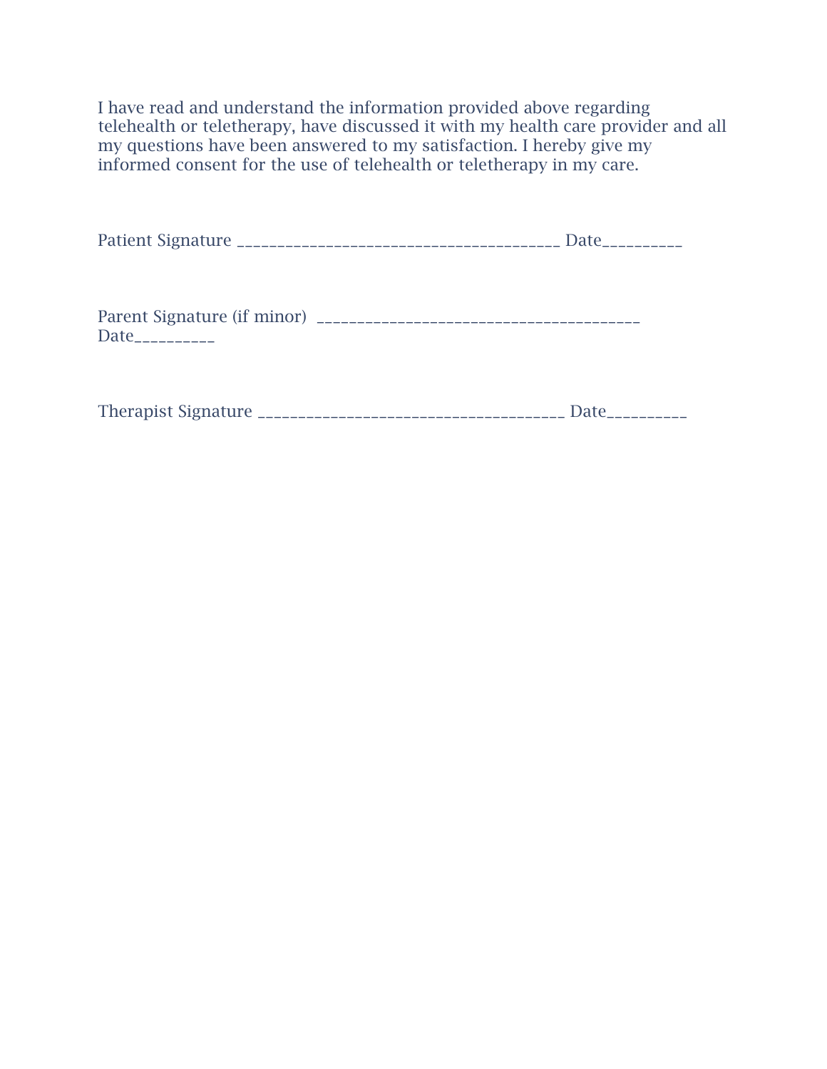I have read and understand the information provided above regarding telehealth or teletherapy, have discussed it with my health care provider and all my questions have been answered to my satisfaction. I hereby give my informed consent for the use of telehealth or teletherapy in my care.

Patient Signature _______________________________________ Date_________

Parent Signature (if minor) _______________________________________ Date_________

Therapist Signature _____________________________________ Date_________